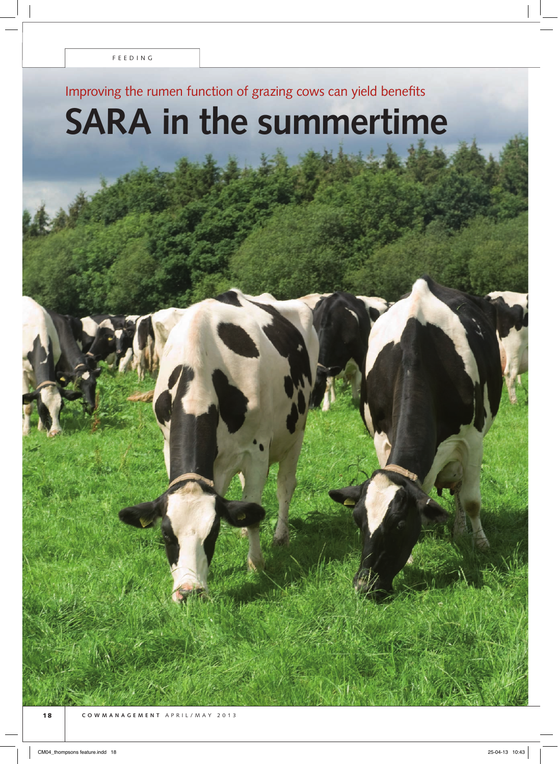Improving the rumen function of grazing cows can yield benefits

# SARA in the summertime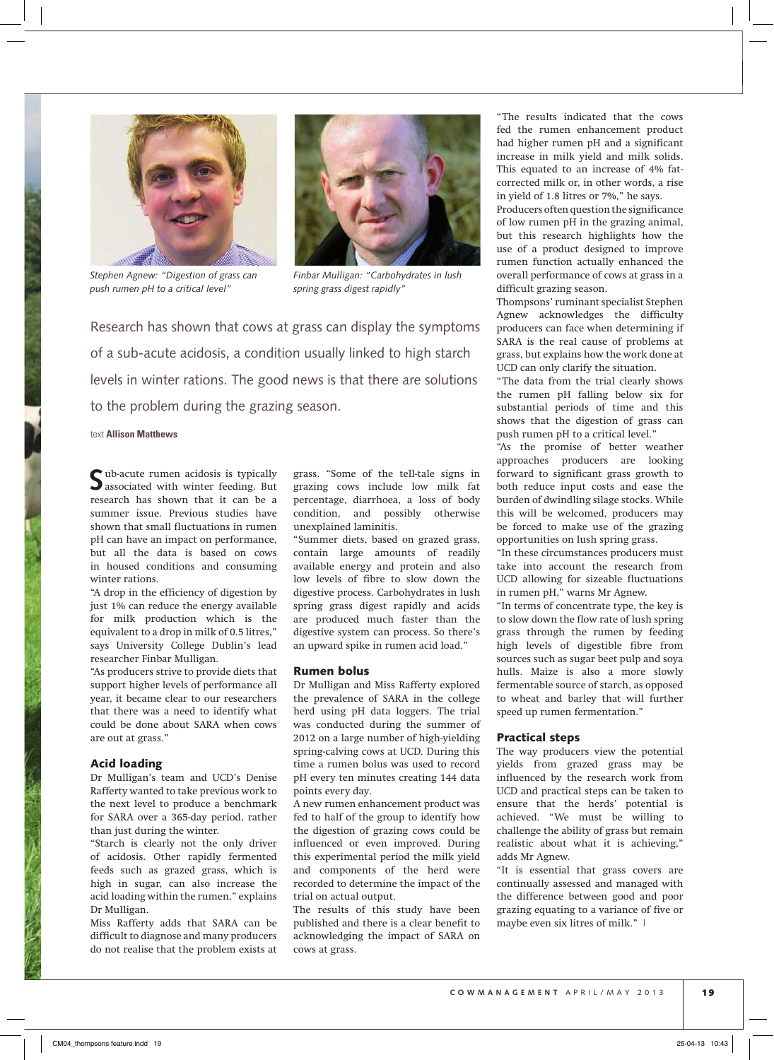Stephen Agnew: *"Digestion of grass can push rumen pH to a critical level"*

Finbar Mulligan: *"Carbohydrates in lush spring grass digest rapidly"*

Research has shown that cows at grass can display the symptoms of a sub-acute acidosis, a condition usually linked to high starch levels in winter rations. The good news is that there are solutions to the problem during the grazing season.

text **Allison Matthews**

Sub-acute rumen acidosis is typically associated with winter feeding. But research has shown that it can be a summer issue. Previous studies have shown that small fluctuations in rumen pH can have an impact on performance, but all the data is based on cows in housed conditions and consuming winter rations.

"A drop in the efficiency of digestion by just 1% can reduce the energy available for milk production which is the equivalent to a drop in milk of 0.5 litres," says University College Dublin's lead researcher Finbar Mulligan.

"As producers strive to provide diets that support higher levels of performance all year, it became clear to our researchers that there was a need to identify what could be done about SARA when cows are out at grass."

## Acid loading

Dr Mulligan's team and UCD's Denise Rafferty wanted to take previous work to the next level to produce a benchmark for SARA over a 365-day period, rather than just during the winter.

"Starch is clearly not the only driver of acidosis. Other rapidly fermented feeds such as grazed grass, which is high in sugar, can also increase the acid loading within the rumen," explains Dr Mulligan.

Miss Rafferty adds that SARA can be difficult to diagnose and many producers do not realise that the problem exists at grass. "Some of the tell-tale signs in grazing cows include low milk fat percentage, diarrhoea, a loss of body condition, and possibly otherwise unexplained laminitis.

"Summer diets, based on grazed grass, contain large amounts of readily available energy and protein and also low levels of fibre to slow down the digestive process. Carbohydrates in lush spring grass digest rapidly and acids are produced much faster than the digestive system can process. So there's an upward spike in rumen acid load."

## Rumen bolus

Dr Mulligan and Miss Rafferty explored the prevalence of SARA in the college herd using pH data loggers. The trial was conducted during the summer of 2012 on a large number of high-yielding spring-calving cows at UCD. During this time a rumen bolus was used to record pH every ten minutes creating 144 data points every day.

A new rumen enhancement product was fed to half of the group to identify how the digestion of grazing cows could be influenced or even improved. During this experimental period the milk yield and components of the herd were recorded to determine the impact of the trial on actual output.

The results of this study have been published and there is a clear benefit to acknowledging the impact of SARA on cows at grass.

"The results indicated that the cows fed the rumen enhancement product had higher rumen pH and a significant increase in milk yield and milk solids. This equated to an increase of 4% fat-corrected milk or, in other words, a rise in yield of 1.8 litres or 7%," he says.

Producers often question the significance of low rumen pH in the grazing animal, but this research highlights how the use of a product designed to improve rumen function actually enhanced the overall performance of cows at grass in a difficult grazing season.

Thompsons' ruminant specialist Stephen Agnew acknowledges the difficulty producers can face when determining if SARA is the real cause of problems at grass, but explains how the work done at UCD can only clarify the situation.

"The data from the trial clearly shows the rumen pH falling below six for substantial periods of time and this shows that the digestion of grass can push rumen pH to a critical level."

"As the promise of better weather approaches producers are looking forward to significant grass growth to both reduce input costs and ease the burden of dwindling silage stocks. While this will be welcomed, producers may be forced to make use of the grazing opportunities on lush spring grass.

"In these circumstances producers must take into account the research from UCD allowing for sizeable fluctuations in rumen pH," warns Mr Agnew.

"In terms of concentrate type, the key is to slow down the flow rate of lush spring grass through the rumen by feeding high levels of digestible fibre from sources such as sugar beet pulp and soya hulls. Maize is also a more slowly fermentable source of starch, as opposed to wheat and barley that will further speed up rumen fermentation."

## Practical steps

The way producers view the potential yields from grazed grass may be influenced by the research work from UCD and practical steps can be taken to ensure that the herds' potential is achieved. "We must be willing to challenge the ability of grass but remain realistic about what it is achieving," adds Mr Agnew.

"It is essential that grass covers are continually assessed and managed with the difference between good and poor grazing equating to a variance of five or maybe even six litres of milk." |